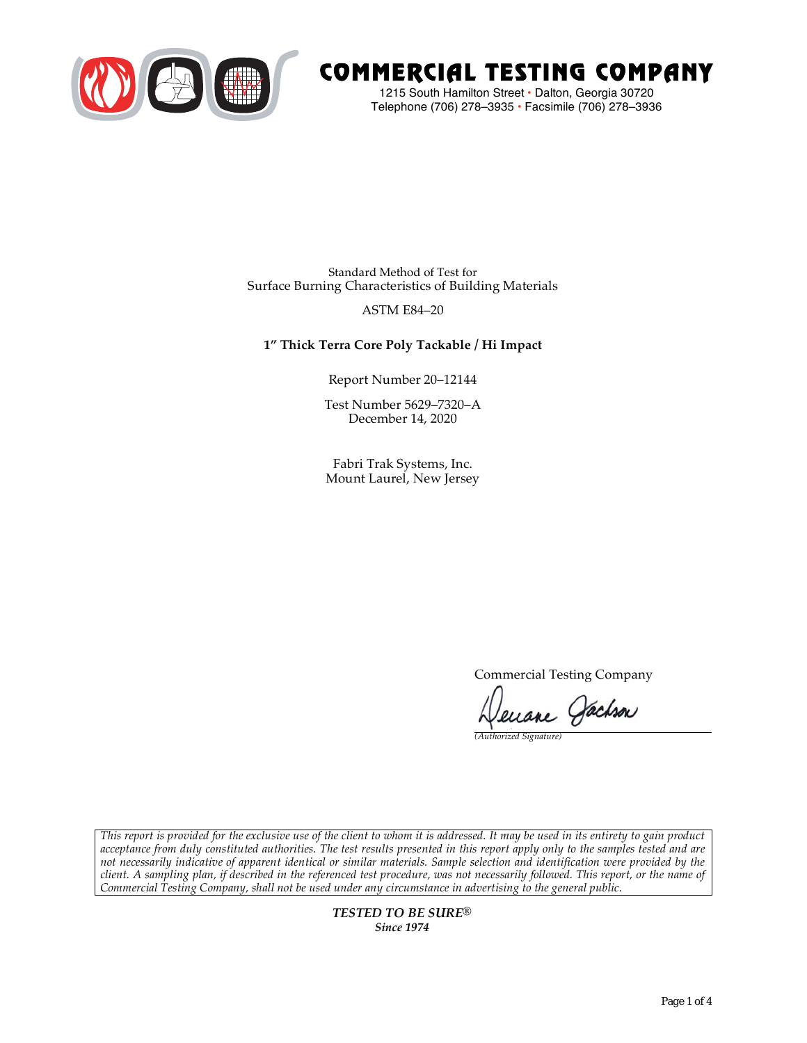# COMMERCIAL TESTING COMPANY

1215 South Hamilton Street • Dalton, Georgia 30720
Telephone (706) 278–3935 • Facsimile (706) 278–3936

Standard Method of Test for
Surface Burning Characteristics of Building Materials

ASTM E84–20

**1" Thick Terra Core Poly Tackable / Hi Impact**

Report Number 20–12144

Test Number 5629–7320–A
December 14, 2020

Fabri Trak Systems, Inc.
Mount Laurel, New Jersey

Commercial Testing Company

Deuane Jackson
*(Authorized Signature)*

*This report is provided for the exclusive use of the client to whom it is addressed. It may be used in its entirety to gain product acceptance from duly constituted authorities. The test results presented in this report apply only to the samples tested and are not necessarily indicative of apparent identical or similar materials. Sample selection and identification were provided by the client. A sampling plan, if described in the referenced test procedure, was not necessarily followed. This report, or the name of Commercial Testing Company, shall not be used under any circumstance in advertising to the general public.*

***TESTED TO BE SURE®***
***Since 1974***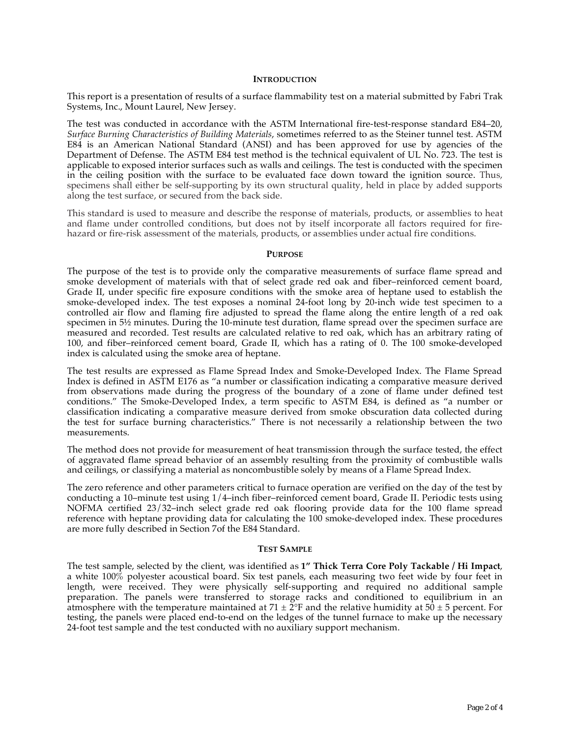## Introduction

This report is a presentation of results of a surface flammability test on a material submitted by Fabri Trak Systems, Inc., Mount Laurel, New Jersey.

The test was conducted in accordance with the ASTM International fire-test-response standard E84–20, *Surface Burning Characteristics of Building Materials*, sometimes referred to as the Steiner tunnel test. ASTM E84 is an American National Standard (ANSI) and has been approved for use by agencies of the Department of Defense. The ASTM E84 test method is the technical equivalent of UL No. 723. The test is applicable to exposed interior surfaces such as walls and ceilings. The test is conducted with the specimen in the ceiling position with the surface to be evaluated face down toward the ignition source. Thus, specimens shall either be self-supporting by its own structural quality, held in place by added supports along the test surface, or secured from the back side.

This standard is used to measure and describe the response of materials, products, or assemblies to heat and flame under controlled conditions, but does not by itself incorporate all factors required for fire-hazard or fire-risk assessment of the materials, products, or assemblies under actual fire conditions.

## Purpose

The purpose of the test is to provide only the comparative measurements of surface flame spread and smoke development of materials with that of select grade red oak and fiber–reinforced cement board, Grade II, under specific fire exposure conditions with the smoke area of heptane used to establish the smoke-developed index. The test exposes a nominal 24-foot long by 20-inch wide test specimen to a controlled air flow and flaming fire adjusted to spread the flame along the entire length of a red oak specimen in 5½ minutes. During the 10-minute test duration, flame spread over the specimen surface are measured and recorded. Test results are calculated relative to red oak, which has an arbitrary rating of 100, and fiber–reinforced cement board, Grade II, which has a rating of 0. The 100 smoke-developed index is calculated using the smoke area of heptane.

The test results are expressed as Flame Spread Index and Smoke-Developed Index. The Flame Spread Index is defined in ASTM E176 as "a number or classification indicating a comparative measure derived from observations made during the progress of the boundary of a zone of flame under defined test conditions." The Smoke-Developed Index, a term specific to ASTM E84, is defined as "a number or classification indicating a comparative measure derived from smoke obscuration data collected during the test for surface burning characteristics." There is not necessarily a relationship between the two measurements.

The method does not provide for measurement of heat transmission through the surface tested, the effect of aggravated flame spread behavior of an assembly resulting from the proximity of combustible walls and ceilings, or classifying a material as noncombustible solely by means of a Flame Spread Index.

The zero reference and other parameters critical to furnace operation are verified on the day of the test by conducting a 10–minute test using 1/4–inch fiber–reinforced cement board, Grade II. Periodic tests using NOFMA certified 23/32–inch select grade red oak flooring provide data for the 100 flame spread reference with heptane providing data for calculating the 100 smoke-developed index. These procedures are more fully described in Section 7of the E84 Standard.

## Test Sample

The test sample, selected by the client, was identified as **1" Thick Terra Core Poly Tackable / Hi Impact**, a white 100% polyester acoustical board. Six test panels, each measuring two feet wide by four feet in length, were received. They were physically self-supporting and required no additional sample preparation. The panels were transferred to storage racks and conditioned to equilibrium in an atmosphere with the temperature maintained at 71 ± 2°F and the relative humidity at 50 ± 5 percent. For testing, the panels were placed end-to-end on the ledges of the tunnel furnace to make up the necessary 24-foot test sample and the test conducted with no auxiliary support mechanism.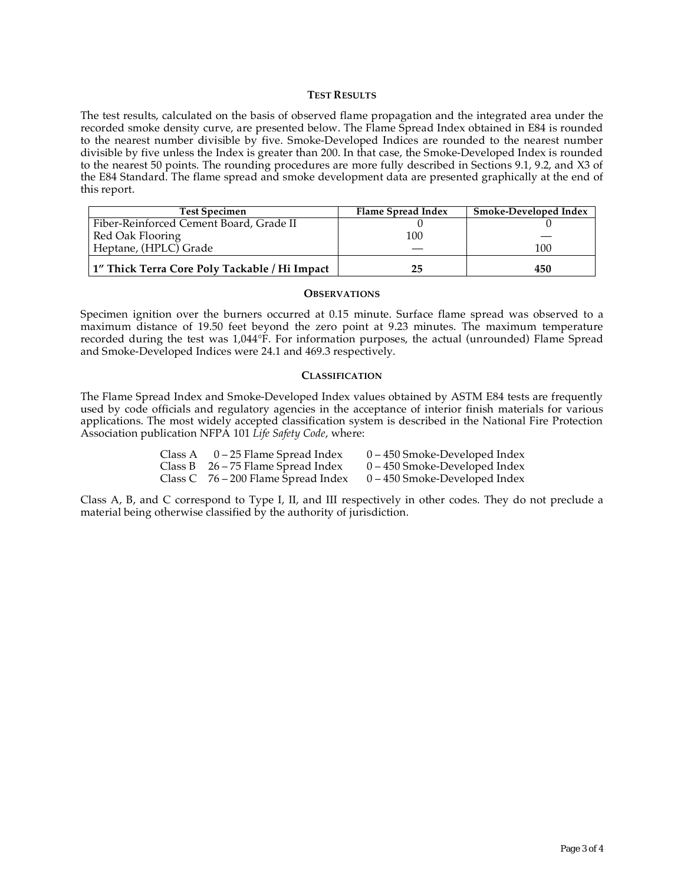## Test Results

The test results, calculated on the basis of observed flame propagation and the integrated area under the recorded smoke density curve, are presented below. The Flame Spread Index obtained in E84 is rounded to the nearest number divisible by five. Smoke-Developed Indices are rounded to the nearest number divisible by five unless the Index is greater than 200. In that case, the Smoke-Developed Index is rounded to the nearest 50 points. The rounding procedures are more fully described in Sections 9.1, 9.2, and X3 of the E84 Standard. The flame spread and smoke development data are presented graphically at the end of this report.

| Test Specimen | Flame Spread Index | Smoke-Developed Index |
|---|---|---|
| Fiber-Reinforced Cement Board, Grade II | 0 | 0 |
| Red Oak Flooring | 100 | — |
| Heptane, (HPLC) Grade | — | 100 |
| **1" Thick Terra Core Poly Tackable / Hi Impact** | **25** | **450** |

## Observations

Specimen ignition over the burners occurred at 0.15 minute. Surface flame spread was observed to a maximum distance of 19.50 feet beyond the zero point at 9.23 minutes. The maximum temperature recorded during the test was 1,044°F. For information purposes, the actual (unrounded) Flame Spread and Smoke-Developed Indices were 24.1 and 469.3 respectively.

## Classification

The Flame Spread Index and Smoke-Developed Index values obtained by ASTM E84 tests are frequently used by code officials and regulatory agencies in the acceptance of interior finish materials for various applications. The most widely accepted classification system is described in the National Fire Protection Association publication NFPA 101 *Life Safety Code*, where:

| | | |
|---|---|---|
| Class A | 0 – 25 Flame Spread Index | 0 – 450 Smoke-Developed Index |
| Class B | 26 – 75 Flame Spread Index | 0 – 450 Smoke-Developed Index |
| Class C | 76 – 200 Flame Spread Index | 0 – 450 Smoke-Developed Index |

Class A, B, and C correspond to Type I, II, and III respectively in other codes. They do not preclude a material being otherwise classified by the authority of jurisdiction.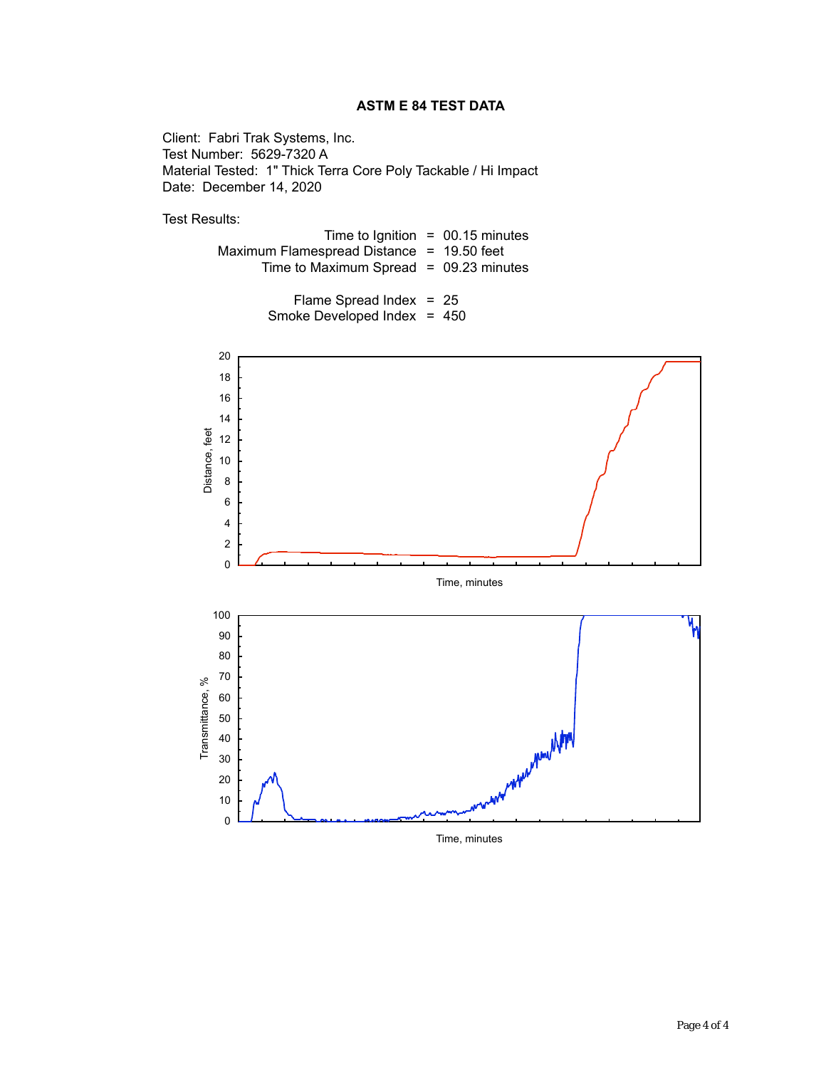# ASTM E 84 TEST DATA

Client: Fabri Trak Systems, Inc.
Test Number: 5629-7320 A
Material Tested: 1" Thick Terra Core Poly Tackable / Hi Impact
Date: December 14, 2020

Test Results:

Time to Ignition = 00.15 minutes
Maximum Flamespread Distance = 19.50 feet
Time to Maximum Spread = 09.23 minutes

Flame Spread Index = 25
Smoke Developed Index = 450

Distance, feet
0
2
4
6
8
10
12
14
16
18
20

Time, minutes

Transmittance, %
0
10
20
30
40
50
60
70
80
90
100

Time, minutes